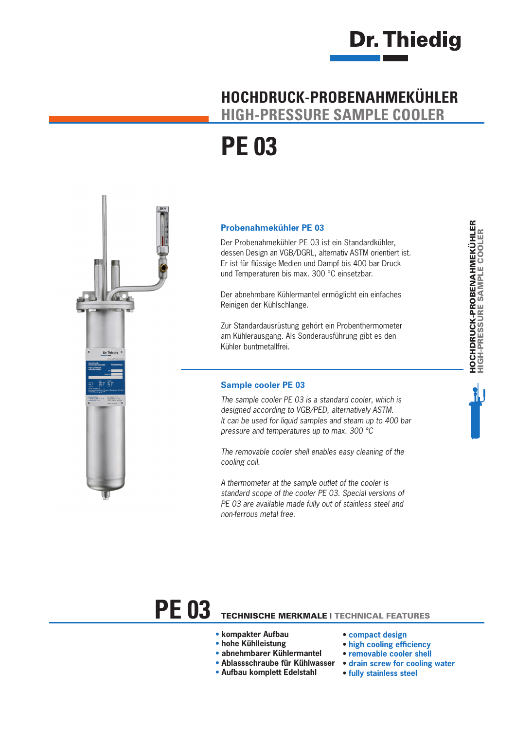Dr. Thiedig

# HOCHDRUCK-PROBENAHMEKÜHLER
## HIGH-PRESSURE SAMPLE COOLER

# PE 03

### Probenahmekühler PE 03

Der Probenahmekühler PE 03 ist ein Standardkühler, dessen Design an VGB/DGRL, alternativ ASTM orientiert ist. Er ist für flüssige Medien und Dampf bis 400 bar Druck und Temperaturen bis max. 300 °C einsetzbar.

Der abnehmbare Kühlermantel ermöglicht ein einfaches Reinigen der Kühlschlange.

Zur Standardausrüstung gehört ein Probenthermometer am Kühlerausgang. Als Sonderausführung gibt es den Kühler buntmetallfrei.

### Sample cooler PE 03

*The sample cooler PE 03 is a standard cooler, which is designed according to VGB/PED, alternatively ASTM. It can be used for liquid samples and steam up to 400 bar pressure and temperatures up to max. 300 °C*

*The removable cooler shell enables easy cleaning of the cooling coil.*

*A thermometer at the sample outlet of the cooler is standard scope of the cooler PE 03. Special versions of PE 03 are available made fully out of stainless steel and non-ferrous metal free.*

## PE 03 TECHNISCHE MERKMALE | TECHNICAL FEATURES

- **kompakter Aufbau**
- **hohe Kühlleistung**
- **abnehmbarer Kühlermantel**
- **Ablassschraube für Kühlwasser**
- **Aufbau komplett Edelstahl**

- **compact design**
- **high cooling efficiency**
- **removable cooler shell**
- **drain screw for cooling water**
- **fully stainless steel**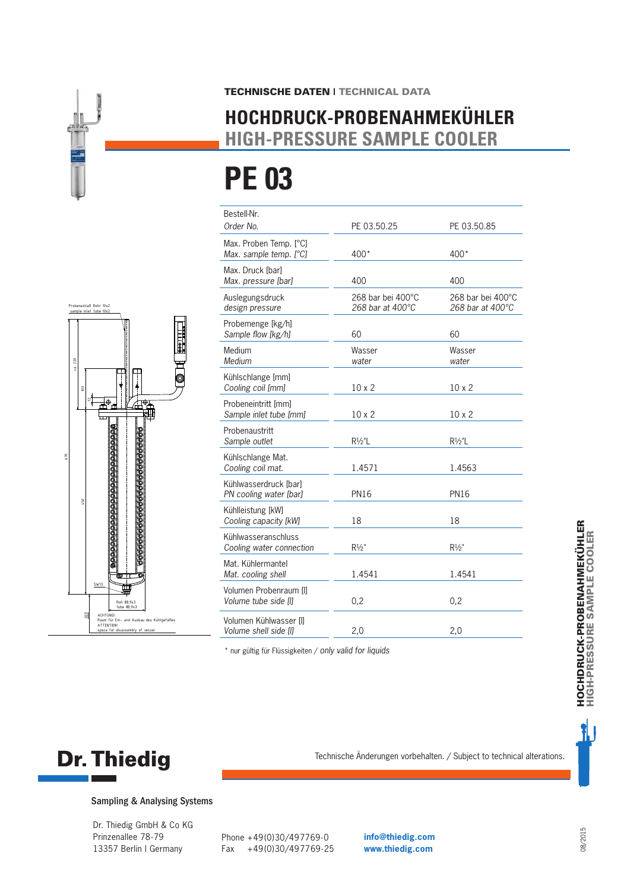**TECHNISCHE DATEN | TECHNICAL DATA**

# HOCHDRUCK-PROBENAHMEKÜHLER
## HIGH-PRESSURE SAMPLE COOLER

# PE 03

Probeneinlaß Rohr 10x2
sample inlet tube 10x2

ca. 220
100
17
670
450
SW13
Rohr 88,9x3
tube 88,9x3
400
ACHTUNG!
Raum für Ein- und Ausbau des Kühlgefäßes
ATTENTION!
space for disassembly of vessel

| | | |
|---|---|---|
| Bestell-Nr.<br>*Order No.* | PE 03.50.25 | PE 03.50.85 |
| Max. Proben Temp. [°C]<br>*Max. sample temp. [°C]* | 400* | 400* |
| Max. Druck [bar]<br>*Max. pressure [bar]* | 400 | 400 |
| Auslegungsdruck<br>*design pressure* | 268 bar bei 400°C<br>*268 bar at 400°C* | 268 bar bei 400°C<br>*268 bar at 400°C* |
| Probemenge [kg/h]<br>*Sample flow [kg/h]* | 60 | 60 |
| Medium<br>*Medium* | Wasser<br>*water* | Wasser<br>*water* |
| Kühlschlange [mm]<br>*Cooling coil [mm]* | 10 x 2 | 10 x 2 |
| Probeneintritt [mm]<br>*Sample inlet tube [mm]* | 10 x 2 | 10 x 2 |
| Probenaustritt<br>*Sample outlet* | R½"L | R½"L |
| Kühlschlange Mat.<br>*Cooling coil mat.* | 1.4571 | 1.4563 |
| Kühlwasserdruck [bar]<br>*PN cooling water [bar]* | PN16 | PN16 |
| Kühlleistung [kW]<br>*Cooling capacity [kW]* | 18 | 18 |
| Kühlwasseranschluss<br>*Cooling water connection* | R½" | R½" |
| Mat. Kühlermantel<br>*Mat. cooling shell* | 1.4541 | 1.4541 |
| Volumen Probenraum [l]<br>*Volume tube side [l]* | 0,2 | 0,2 |
| Volumen Kühlwasser [l]<br>*Volume shell side [l]* | 2,0 | 2,0 |

\* nur gültig für Flüssigkeiten / *only valid for liquids*

Technische Änderungen vorbehalten. / Subject to technical alterations.

**Dr. Thiedig**

**Sampling & Analysing Systems**

Dr. Thiedig GmbH & Co KG
Prinzenallee 78-79
13357 Berlin | Germany

Phone +49(0)30/497769-0
Fax +49(0)30/497769-25

**info@thiedig.com**
**www.thiedig.com**

08/2015